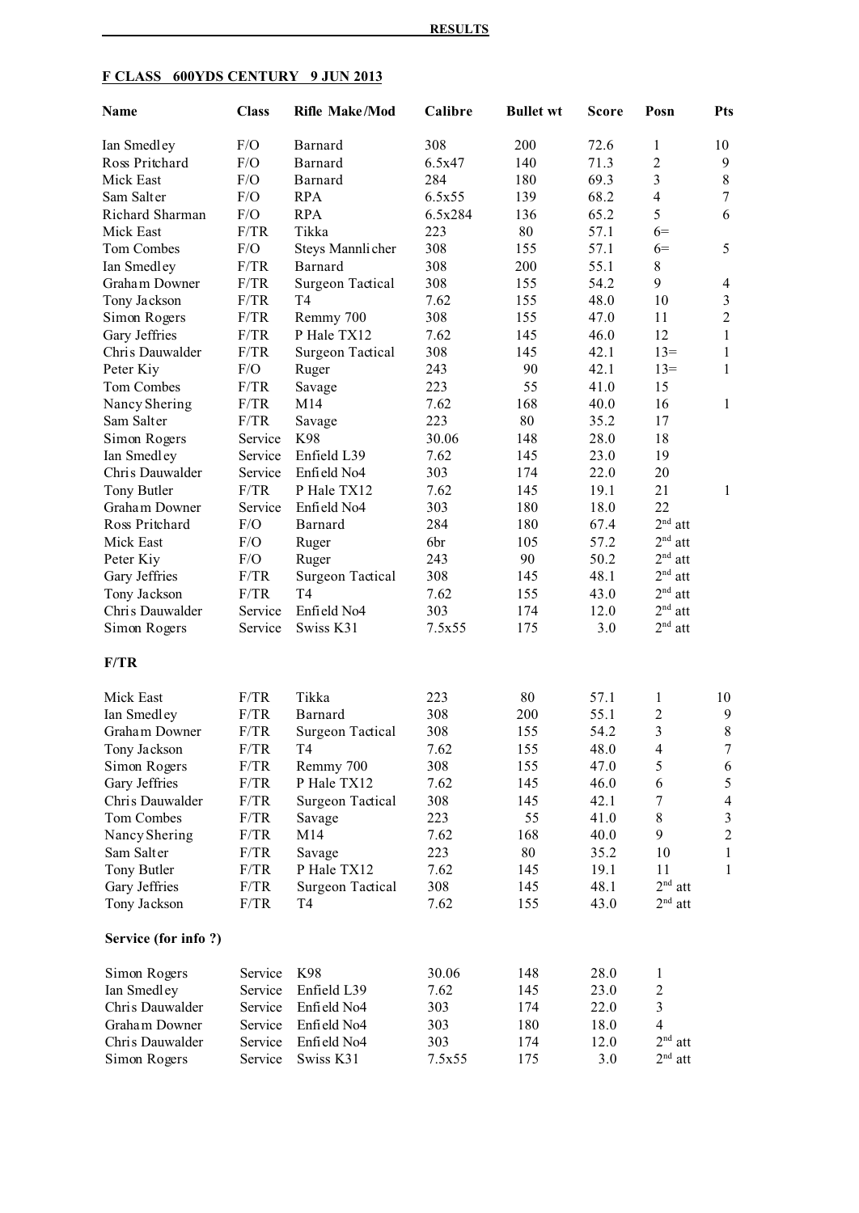**RESULTS**

**F CLASS 600YDS CENTURY 9 JUN 2013**

| Name | Class | Rifle Make/Mod | Calibre | Bullet wt | Score | Posn | Pts |
|---|---|---|---|---|---|---|---|
| Ian Smedley | F/O | Barnard | 308 | 200 | 72.6 | 1 | 10 |
| Ross Pritchard | F/O | Barnard | 6.5x47 | 140 | 71.3 | 2 | 9 |
| Mick East | F/O | Barnard | 284 | 180 | 69.3 | 3 | 8 |
| Sam Salter | F/O | RPA | 6.5x55 | 139 | 68.2 | 4 | 7 |
| Richard Sharman | F/O | RPA | 6.5x284 | 136 | 65.2 | 5 | 6 |
| Mick East | F/TR | Tikka | 223 | 80 | 57.1 | 6= | |
| Tom Combes | F/O | Steys Mannlicher | 308 | 155 | 57.1 | 6= | 5 |
| Ian Smedley | F/TR | Barnard | 308 | 200 | 55.1 | 8 | |
| Graham Downer | F/TR | Surgeon Tactical | 308 | 155 | 54.2 | 9 | 4 |
| Tony Jackson | F/TR | T4 | 7.62 | 155 | 48.0 | 10 | 3 |
| Simon Rogers | F/TR | Remmy 700 | 308 | 155 | 47.0 | 11 | 2 |
| Gary Jeffries | F/TR | P Hale TX12 | 7.62 | 145 | 46.0 | 12 | 1 |
| Chris Dauwalder | F/TR | Surgeon Tactical | 308 | 145 | 42.1 | 13= | 1 |
| Peter Kiy | F/O | Ruger | 243 | 90 | 42.1 | 13= | 1 |
| Tom Combes | F/TR | Savage | 223 | 55 | 41.0 | 15 | |
| Nancy Shering | F/TR | M14 | 7.62 | 168 | 40.0 | 16 | 1 |
| Sam Salter | F/TR | Savage | 223 | 80 | 35.2 | 17 | |
| Simon Rogers | Service | K98 | 30.06 | 148 | 28.0 | 18 | |
| Ian Smedley | Service | Enfield L39 | 7.62 | 145 | 23.0 | 19 | |
| Chris Dauwalder | Service | Enfield No4 | 303 | 174 | 22.0 | 20 | |
| Tony Butler | F/TR | P Hale TX12 | 7.62 | 145 | 19.1 | 21 | 1 |
| Graham Downer | Service | Enfield No4 | 303 | 180 | 18.0 | 22 | |
| Ross Pritchard | F/O | Barnard | 284 | 180 | 67.4 | 2nd att | |
| Mick East | F/O | Ruger | 6br | 105 | 57.2 | 2nd att | |
| Peter Kiy | F/O | Ruger | 243 | 90 | 50.2 | 2nd att | |
| Gary Jeffries | F/TR | Surgeon Tactical | 308 | 145 | 48.1 | 2nd att | |
| Tony Jackson | F/TR | T4 | 7.62 | 155 | 43.0 | 2nd att | |
| Chris Dauwalder | Service | Enfield No4 | 303 | 174 | 12.0 | 2nd att | |
| Simon Rogers | Service | Swiss K31 | 7.5x55 | 175 | 3.0 | 2nd att | |

**F/TR**

| Name | Class | Rifle Make/Mod | Calibre | Bullet wt | Score | Posn | Pts |
|---|---|---|---|---|---|---|---|
| Mick East | F/TR | Tikka | 223 | 80 | 57.1 | 1 | 10 |
| Ian Smedley | F/TR | Barnard | 308 | 200 | 55.1 | 2 | 9 |
| Graham Downer | F/TR | Surgeon Tactical | 308 | 155 | 54.2 | 3 | 8 |
| Tony Jackson | F/TR | T4 | 7.62 | 155 | 48.0 | 4 | 7 |
| Simon Rogers | F/TR | Remmy 700 | 308 | 155 | 47.0 | 5 | 6 |
| Gary Jeffries | F/TR | P Hale TX12 | 7.62 | 145 | 46.0 | 6 | 5 |
| Chris Dauwalder | F/TR | Surgeon Tactical | 308 | 145 | 42.1 | 7 | 4 |
| Tom Combes | F/TR | Savage | 223 | 55 | 41.0 | 8 | 3 |
| Nancy Shering | F/TR | M14 | 7.62 | 168 | 40.0 | 9 | 2 |
| Sam Salter | F/TR | Savage | 223 | 80 | 35.2 | 10 | 1 |
| Tony Butler | F/TR | P Hale TX12 | 7.62 | 145 | 19.1 | 11 | 1 |
| Gary Jeffries | F/TR | Surgeon Tactical | 308 | 145 | 48.1 | 2nd att | |
| Tony Jackson | F/TR | T4 | 7.62 | 155 | 43.0 | 2nd att | |

**Service (for info ?)**

| Name | Class | Rifle Make/Mod | Calibre | Bullet wt | Score | Posn | Pts |
|---|---|---|---|---|---|---|---|
| Simon Rogers | Service | K98 | 30.06 | 148 | 28.0 | 1 | |
| Ian Smedley | Service | Enfield L39 | 7.62 | 145 | 23.0 | 2 | |
| Chris Dauwalder | Service | Enfield No4 | 303 | 174 | 22.0 | 3 | |
| Graham Downer | Service | Enfield No4 | 303 | 180 | 18.0 | 4 | |
| Chris Dauwalder | Service | Enfield No4 | 303 | 174 | 12.0 | 2nd att | |
| Simon Rogers | Service | Swiss K31 | 7.5x55 | 175 | 3.0 | 2nd att | |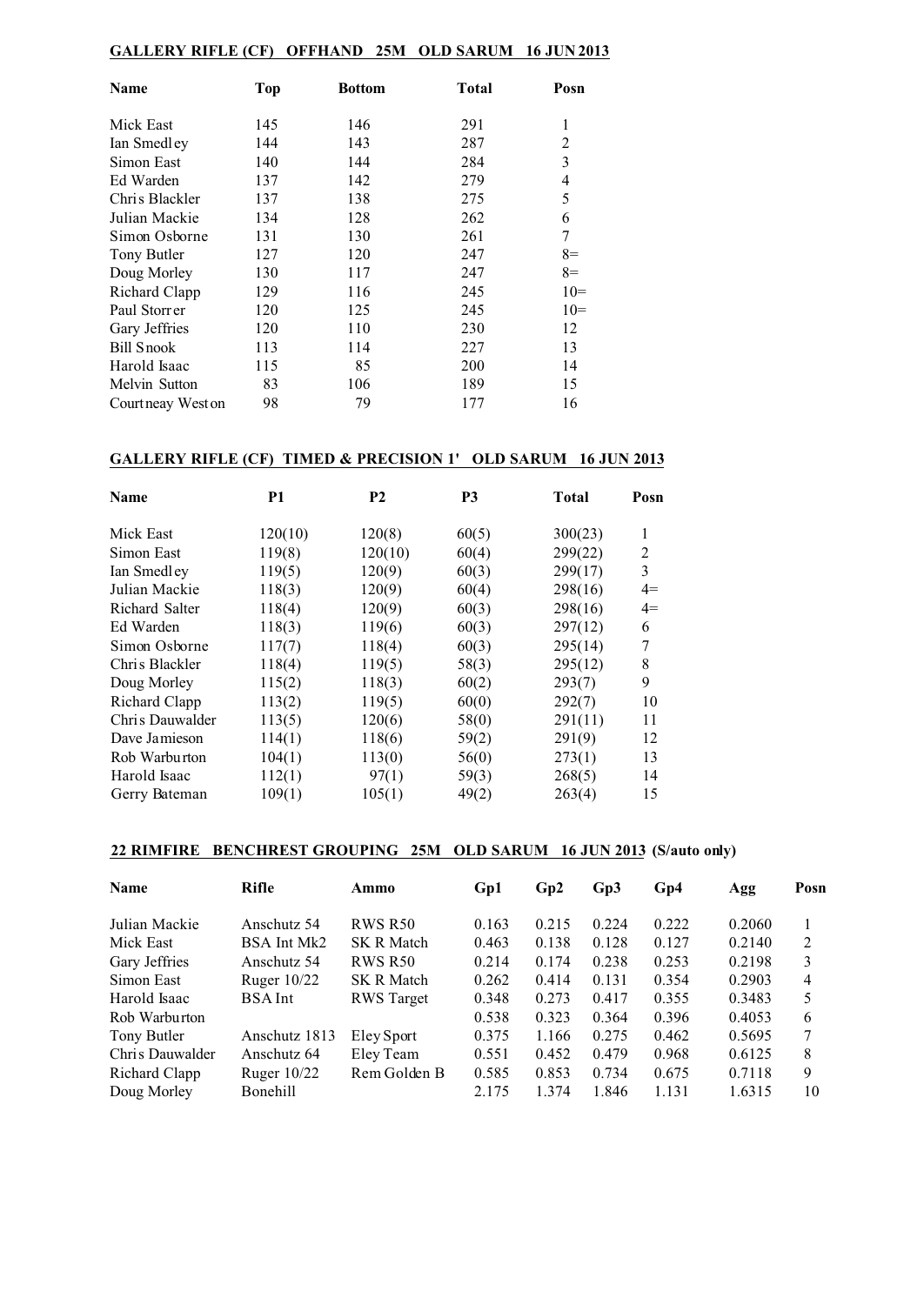**GALLERY RIFLE (CF) OFFHAND 25M OLD SARUM 16 JUN 2013**

| Name | Top | Bottom | Total | Posn |
|---|---|---|---|---|
| Mick East | 145 | 146 | 291 | 1 |
| Ian Smedley | 144 | 143 | 287 | 2 |
| Simon East | 140 | 144 | 284 | 3 |
| Ed Warden | 137 | 142 | 279 | 4 |
| Chris Blackler | 137 | 138 | 275 | 5 |
| Julian Mackie | 134 | 128 | 262 | 6 |
| Simon Osborne | 131 | 130 | 261 | 7 |
| Tony Butler | 127 | 120 | 247 | 8= |
| Doug Morley | 130 | 117 | 247 | 8= |
| Richard Clapp | 129 | 116 | 245 | 10= |
| Paul Storrer | 120 | 125 | 245 | 10= |
| Gary Jeffries | 120 | 110 | 230 | 12 |
| Bill Snook | 113 | 114 | 227 | 13 |
| Harold Isaac | 115 | 85 | 200 | 14 |
| Melvin Sutton | 83 | 106 | 189 | 15 |
| Courtneay Weston | 98 | 79 | 177 | 16 |

**GALLERY RIFLE (CF) TIMED & PRECISION 1' OLD SARUM 16 JUN 2013**

| Name | P1 | P2 | P3 | Total | Posn |
|---|---|---|---|---|---|
| Mick East | 120(10) | 120(8) | 60(5) | 300(23) | 1 |
| Simon East | 119(8) | 120(10) | 60(4) | 299(22) | 2 |
| Ian Smedley | 119(5) | 120(9) | 60(3) | 299(17) | 3 |
| Julian Mackie | 118(3) | 120(9) | 60(4) | 298(16) | 4= |
| Richard Salter | 118(4) | 120(9) | 60(3) | 298(16) | 4= |
| Ed Warden | 118(3) | 119(6) | 60(3) | 297(12) | 6 |
| Simon Osborne | 117(7) | 118(4) | 60(3) | 295(14) | 7 |
| Chris Blackler | 118(4) | 119(5) | 58(3) | 295(12) | 8 |
| Doug Morley | 115(2) | 118(3) | 60(2) | 293(7) | 9 |
| Richard Clapp | 113(2) | 119(5) | 60(0) | 292(7) | 10 |
| Chris Dauwalder | 113(5) | 120(6) | 58(0) | 291(11) | 11 |
| Dave Jamieson | 114(1) | 118(6) | 59(2) | 291(9) | 12 |
| Rob Warburton | 104(1) | 113(0) | 56(0) | 273(1) | 13 |
| Harold Isaac | 112(1) | 97(1) | 59(3) | 268(5) | 14 |
| Gerry Bateman | 109(1) | 105(1) | 49(2) | 263(4) | 15 |

**22 RIMFIRE BENCHREST GROUPING 25M OLD SARUM 16 JUN 2013 (S/auto only)**

| Name | Rifle | Ammo | Gp1 | Gp2 | Gp3 | Gp4 | Agg | Posn |
|---|---|---|---|---|---|---|---|---|
| Julian Mackie | Anschutz 54 | RWS R50 | 0.163 | 0.215 | 0.224 | 0.222 | 0.2060 | 1 |
| Mick East | BSA Int Mk2 | SK R Match | 0.463 | 0.138 | 0.128 | 0.127 | 0.2140 | 2 |
| Gary Jeffries | Anschutz 54 | RWS R50 | 0.214 | 0.174 | 0.238 | 0.253 | 0.2198 | 3 |
| Simon East | Ruger 10/22 | SK R Match | 0.262 | 0.414 | 0.131 | 0.354 | 0.2903 | 4 |
| Harold Isaac | BSA Int | RWS Target | 0.348 | 0.273 | 0.417 | 0.355 | 0.3483 | 5 |
| Rob Warburton | | | 0.538 | 0.323 | 0.364 | 0.396 | 0.4053 | 6 |
| Tony Butler | Anschutz 1813 | Eley Sport | 0.375 | 1.166 | 0.275 | 0.462 | 0.5695 | 7 |
| Chris Dauwalder | Anschutz 64 | Eley Team | 0.551 | 0.452 | 0.479 | 0.968 | 0.6125 | 8 |
| Richard Clapp | Ruger 10/22 | Rem Golden B | 0.585 | 0.853 | 0.734 | 0.675 | 0.7118 | 9 |
| Doug Morley | Bonehill | | 2.175 | 1.374 | 1.846 | 1.131 | 1.6315 | 10 |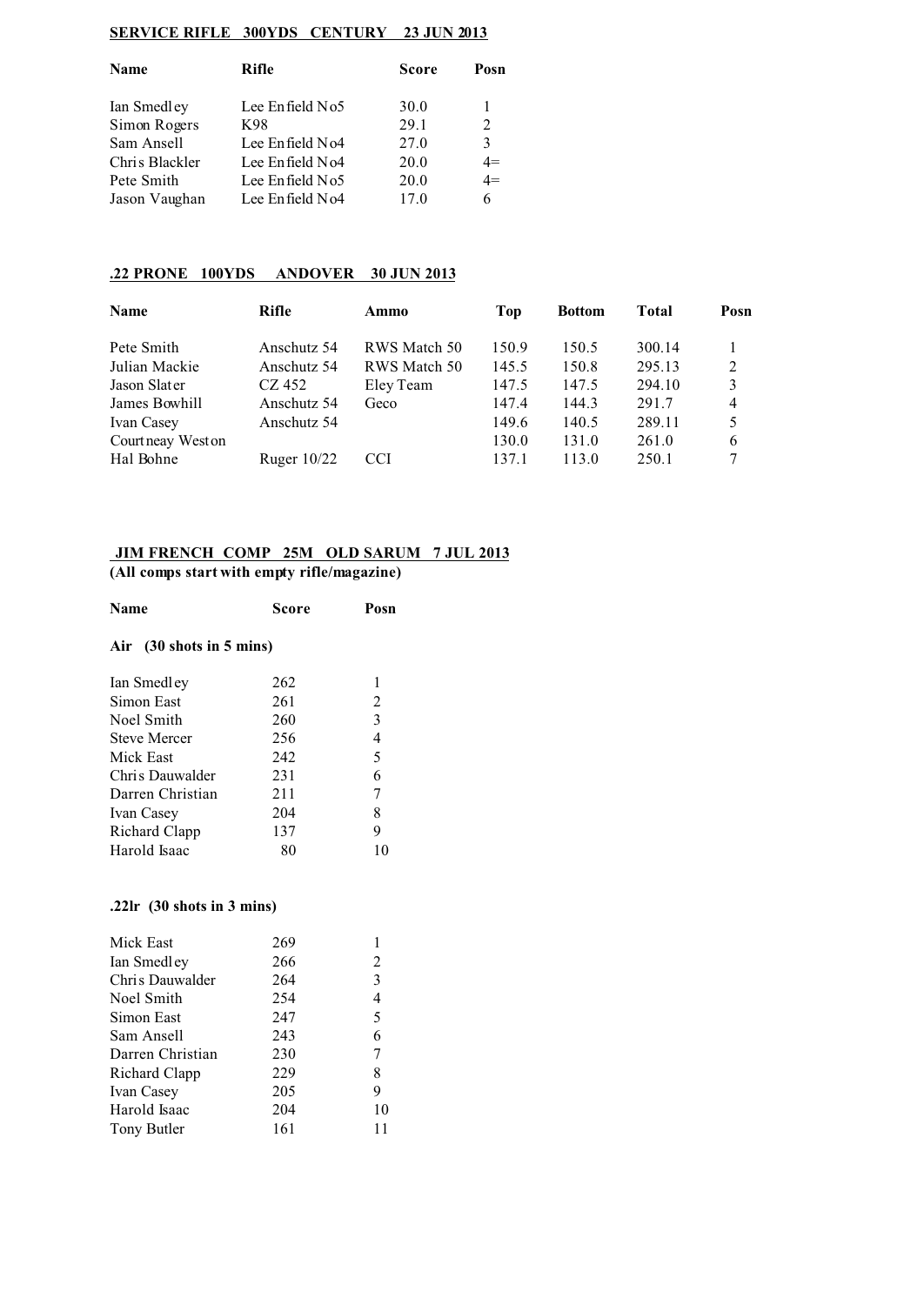## SERVICE RIFLE 300YDS CENTURY 23 JUN 2013

| Name | Rifle | Score | Posn |
|---|---|---|---|
| Ian Smedley | Lee Enfield No5 | 30.0 | 1 |
| Simon Rogers | K98 | 29.1 | 2 |
| Sam Ansell | Lee Enfield No4 | 27.0 | 3 |
| Chris Blackler | Lee Enfield No4 | 20.0 | 4= |
| Pete Smith | Lee Enfield No5 | 20.0 | 4= |
| Jason Vaughan | Lee Enfield No4 | 17.0 | 6 |

## .22 PRONE 100YDS ANDOVER 30 JUN 2013

| Name | Rifle | Ammo | Top | Bottom | Total | Posn |
|---|---|---|---|---|---|---|
| Pete Smith | Anschutz 54 | RWS Match 50 | 150.9 | 150.5 | 300.14 | 1 |
| Julian Mackie | Anschutz 54 | RWS Match 50 | 145.5 | 150.8 | 295.13 | 2 |
| Jason Slater | CZ 452 | Eley Team | 147.5 | 147.5 | 294.10 | 3 |
| James Bowhill | Anschutz 54 | Geco | 147.4 | 144.3 | 291.7 | 4 |
| Ivan Casey | Anschutz 54 | | 149.6 | 140.5 | 289.11 | 5 |
| Courtneay Weston | | | 130.0 | 131.0 | 261.0 | 6 |
| Hal Bohne | Ruger 10/22 | CCI | 137.1 | 113.0 | 250.1 | 7 |

## JIM FRENCH COMP 25M OLD SARUM 7 JUL 2013

**(All comps start with empty rifle/magazine)**

### Air (30 shots in 5 mins)

| Name | Score | Posn |
|---|---|---|
| Ian Smedley | 262 | 1 |
| Simon East | 261 | 2 |
| Noel Smith | 260 | 3 |
| Steve Mercer | 256 | 4 |
| Mick East | 242 | 5 |
| Chris Dauwalder | 231 | 6 |
| Darren Christian | 211 | 7 |
| Ivan Casey | 204 | 8 |
| Richard Clapp | 137 | 9 |
| Harold Isaac | 80 | 10 |

### .22lr (30 shots in 3 mins)

| Name | Score | Posn |
|---|---|---|
| Mick East | 269 | 1 |
| Ian Smedley | 266 | 2 |
| Chris Dauwalder | 264 | 3 |
| Noel Smith | 254 | 4 |
| Simon East | 247 | 5 |
| Sam Ansell | 243 | 6 |
| Darren Christian | 230 | 7 |
| Richard Clapp | 229 | 8 |
| Ivan Casey | 205 | 9 |
| Harold Isaac | 204 | 10 |
| Tony Butler | 161 | 11 |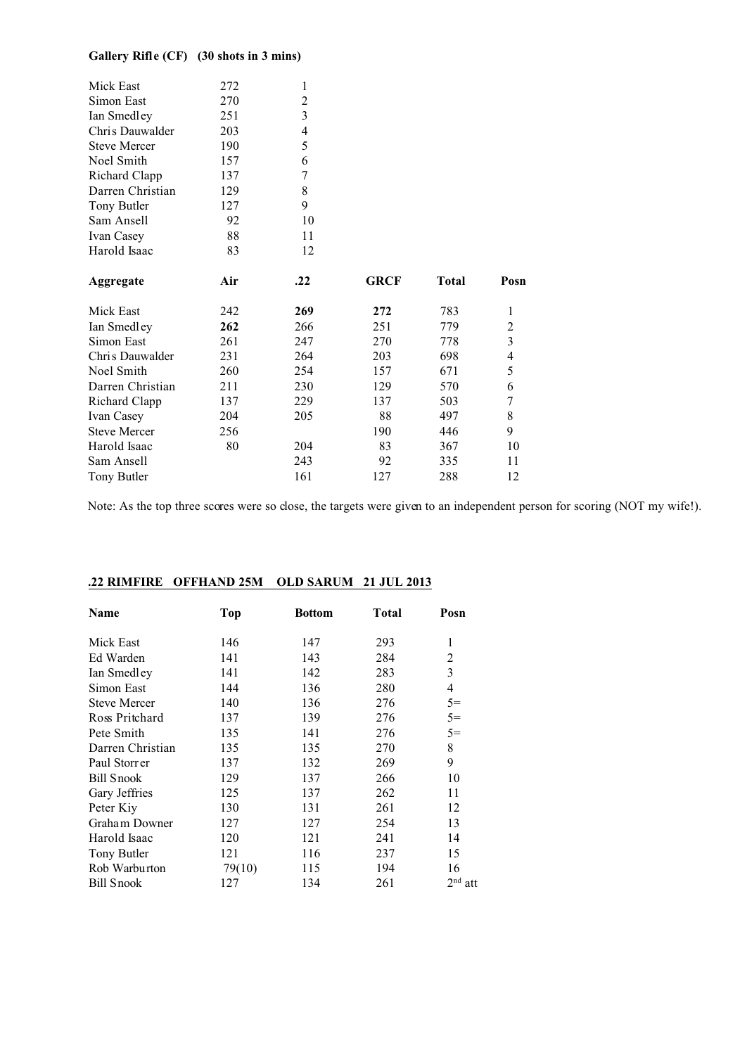**Gallery Rifle (CF) (30 shots in 3 mins)**

| | | |
|---|---|---|
| Mick East | 272 | 1 |
| Simon East | 270 | 2 |
| Ian Smedley | 251 | 3 |
| Chris Dauwalder | 203 | 4 |
| Steve Mercer | 190 | 5 |
| Noel Smith | 157 | 6 |
| Richard Clapp | 137 | 7 |
| Darren Christian | 129 | 8 |
| Tony Butler | 127 | 9 |
| Sam Ansell | 92 | 10 |
| Ivan Casey | 88 | 11 |
| Harold Isaac | 83 | 12 |

| **Aggregate** | **Air** | **.22** | **GRCF** | **Total** | **Posn** |
|---|---|---|---|---|---|
| Mick East | 242 | **269** | **272** | 783 | 1 |
| Ian Smedley | **262** | 266 | 251 | 779 | 2 |
| Simon East | 261 | 247 | 270 | 778 | 3 |
| Chris Dauwalder | 231 | 264 | 203 | 698 | 4 |
| Noel Smith | 260 | 254 | 157 | 671 | 5 |
| Darren Christian | 211 | 230 | 129 | 570 | 6 |
| Richard Clapp | 137 | 229 | 137 | 503 | 7 |
| Ivan Casey | 204 | 205 | 88 | 497 | 8 |
| Steve Mercer | 256 | | 190 | 446 | 9 |
| Harold Isaac | 80 | 204 | 83 | 367 | 10 |
| Sam Ansell | | 243 | 92 | 335 | 11 |
| Tony Butler | | 161 | 127 | 288 | 12 |

Note: As the top three scores were so close, the targets were given to an independent person for scoring (NOT my wife!).

**.22 RIMFIRE OFFHAND 25M OLD SARUM 21 JUL 2013**

| **Name** | **Top** | **Bottom** | **Total** | **Posn** |
|---|---|---|---|---|
| Mick East | 146 | 147 | 293 | 1 |
| Ed Warden | 141 | 143 | 284 | 2 |
| Ian Smedley | 141 | 142 | 283 | 3 |
| Simon East | 144 | 136 | 280 | 4 |
| Steve Mercer | 140 | 136 | 276 | 5= |
| Ross Pritchard | 137 | 139 | 276 | 5= |
| Pete Smith | 135 | 141 | 276 | 5= |
| Darren Christian | 135 | 135 | 270 | 8 |
| Paul Storrer | 137 | 132 | 269 | 9 |
| Bill Snook | 129 | 137 | 266 | 10 |
| Gary Jeffries | 125 | 137 | 262 | 11 |
| Peter Kiy | 130 | 131 | 261 | 12 |
| Graham Downer | 127 | 127 | 254 | 13 |
| Harold Isaac | 120 | 121 | 241 | 14 |
| Tony Butler | 121 | 116 | 237 | 15 |
| Rob Warburton | 79(10) | 115 | 194 | 16 |
| Bill Snook | 127 | 134 | 261 | 2nd att |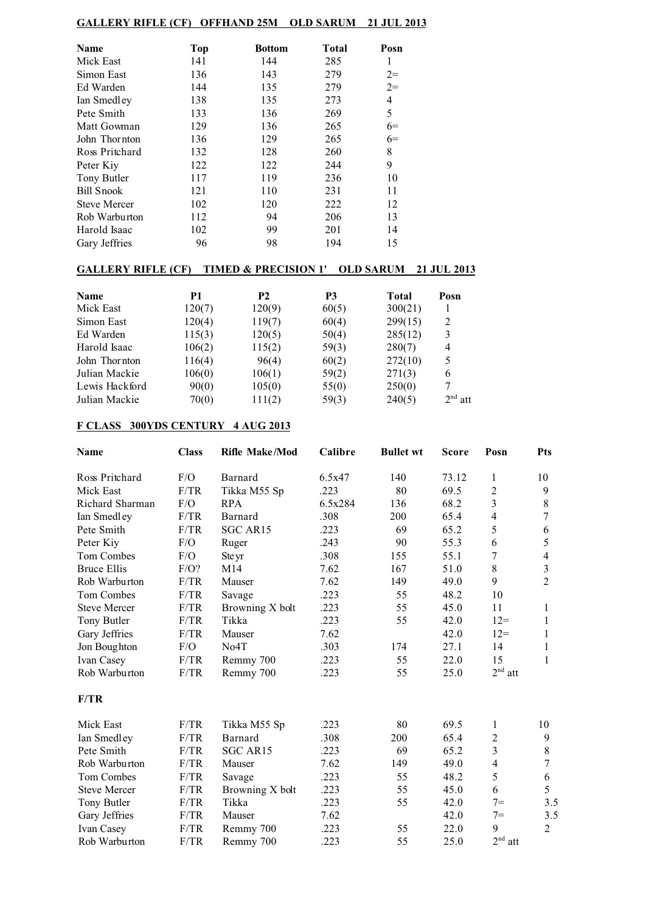## GALLERY RIFLE (CF) OFFHAND 25M OLD SARUM 21 JUL 2013

| Name | Top | Bottom | Total | Posn |
|---|---|---|---|---|
| Mick East | 141 | 144 | 285 | 1 |
| Simon East | 136 | 143 | 279 | 2= |
| Ed Warden | 144 | 135 | 279 | 2= |
| Ian Smedley | 138 | 135 | 273 | 4 |
| Pete Smith | 133 | 136 | 269 | 5 |
| Matt Gowman | 129 | 136 | 265 | 6= |
| John Thornton | 136 | 129 | 265 | 6= |
| Ross Pritchard | 132 | 128 | 260 | 8 |
| Peter Kiy | 122 | 122 | 244 | 9 |
| Tony Butler | 117 | 119 | 236 | 10 |
| Bill Snook | 121 | 110 | 231 | 11 |
| Steve Mercer | 102 | 120 | 222 | 12 |
| Rob Warburton | 112 | 94 | 206 | 13 |
| Harold Isaac | 102 | 99 | 201 | 14 |
| Gary Jeffries | 96 | 98 | 194 | 15 |

## GALLERY RIFLE (CF) TIMED & PRECISION 1' OLD SARUM 21 JUL 2013

| Name | P1 | P2 | P3 | Total | Posn |
|---|---|---|---|---|---|
| Mick East | 120(7) | 120(9) | 60(5) | 300(21) | 1 |
| Simon East | 120(4) | 119(7) | 60(4) | 299(15) | 2 |
| Ed Warden | 115(3) | 120(5) | 50(4) | 285(12) | 3 |
| Harold Isaac | 106(2) | 115(2) | 59(3) | 280(7) | 4 |
| John Thornton | 116(4) | 96(4) | 60(2) | 272(10) | 5 |
| Julian Mackie | 106(0) | 106(1) | 59(2) | 271(3) | 6 |
| Lewis Hackford | 90(0) | 105(0) | 55(0) | 250(0) | 7 |
| Julian Mackie | 70(0) | 111(2) | 59(3) | 240(5) | 2nd att |

## F CLASS 300YDS CENTURY 4 AUG 2013

| Name | Class | Rifle Make/Mod | Calibre | Bullet wt | Score | Posn | Pts |
|---|---|---|---|---|---|---|---|
| Ross Pritchard | F/O | Barnard | 6.5x47 | 140 | 73.12 | 1 | 10 |
| Mick East | F/TR | Tikka M55 Sp | .223 | 80 | 69.5 | 2 | 9 |
| Richard Sharman | F/O | RPA | 6.5x284 | 136 | 68.2 | 3 | 8 |
| Ian Smedley | F/TR | Barnard | .308 | 200 | 65.4 | 4 | 7 |
| Pete Smith | F/TR | SGC AR15 | .223 | 69 | 65.2 | 5 | 6 |
| Peter Kiy | F/O | Ruger | .243 | 90 | 55.3 | 6 | 5 |
| Tom Combes | F/O | Steyr | .308 | 155 | 55.1 | 7 | 4 |
| Bruce Ellis | F/O? | M14 | 7.62 | 167 | 51.0 | 8 | 3 |
| Rob Warburton | F/TR | Mauser | 7.62 | 149 | 49.0 | 9 | 2 |
| Tom Combes | F/TR | Savage | .223 | 55 | 48.2 | 10 | |
| Steve Mercer | F/TR | Browning X bolt | .223 | 55 | 45.0 | 11 | 1 |
| Tony Butler | F/TR | Tikka | .223 | 55 | 42.0 | 12= | 1 |
| Gary Jeffries | F/TR | Mauser | 7.62 | | 42.0 | 12= | 1 |
| Jon Boughton | F/O | No4T | .303 | 174 | 27.1 | 14 | 1 |
| Ivan Casey | F/TR | Remmy 700 | .223 | 55 | 22.0 | 15 | 1 |
| Rob Warburton | F/TR | Remmy 700 | .223 | 55 | 25.0 | 2nd att | |

### F/TR

| Name | Class | Rifle Make/Mod | Calibre | Bullet wt | Score | Posn | Pts |
|---|---|---|---|---|---|---|---|
| Mick East | F/TR | Tikka M55 Sp | .223 | 80 | 69.5 | 1 | 10 |
| Ian Smedley | F/TR | Barnard | .308 | 200 | 65.4 | 2 | 9 |
| Pete Smith | F/TR | SGC AR15 | .223 | 69 | 65.2 | 3 | 8 |
| Rob Warburton | F/TR | Mauser | 7.62 | 149 | 49.0 | 4 | 7 |
| Tom Combes | F/TR | Savage | .223 | 55 | 48.2 | 5 | 6 |
| Steve Mercer | F/TR | Browning X bolt | .223 | 55 | 45.0 | 6 | 5 |
| Tony Butler | F/TR | Tikka | .223 | 55 | 42.0 | 7= | 3.5 |
| Gary Jeffries | F/TR | Mauser | 7.62 | | 42.0 | 7= | 3.5 |
| Ivan Casey | F/TR | Remmy 700 | .223 | 55 | 22.0 | 9 | 2 |
| Rob Warburton | F/TR | Remmy 700 | .223 | 55 | 25.0 | 2nd att | |